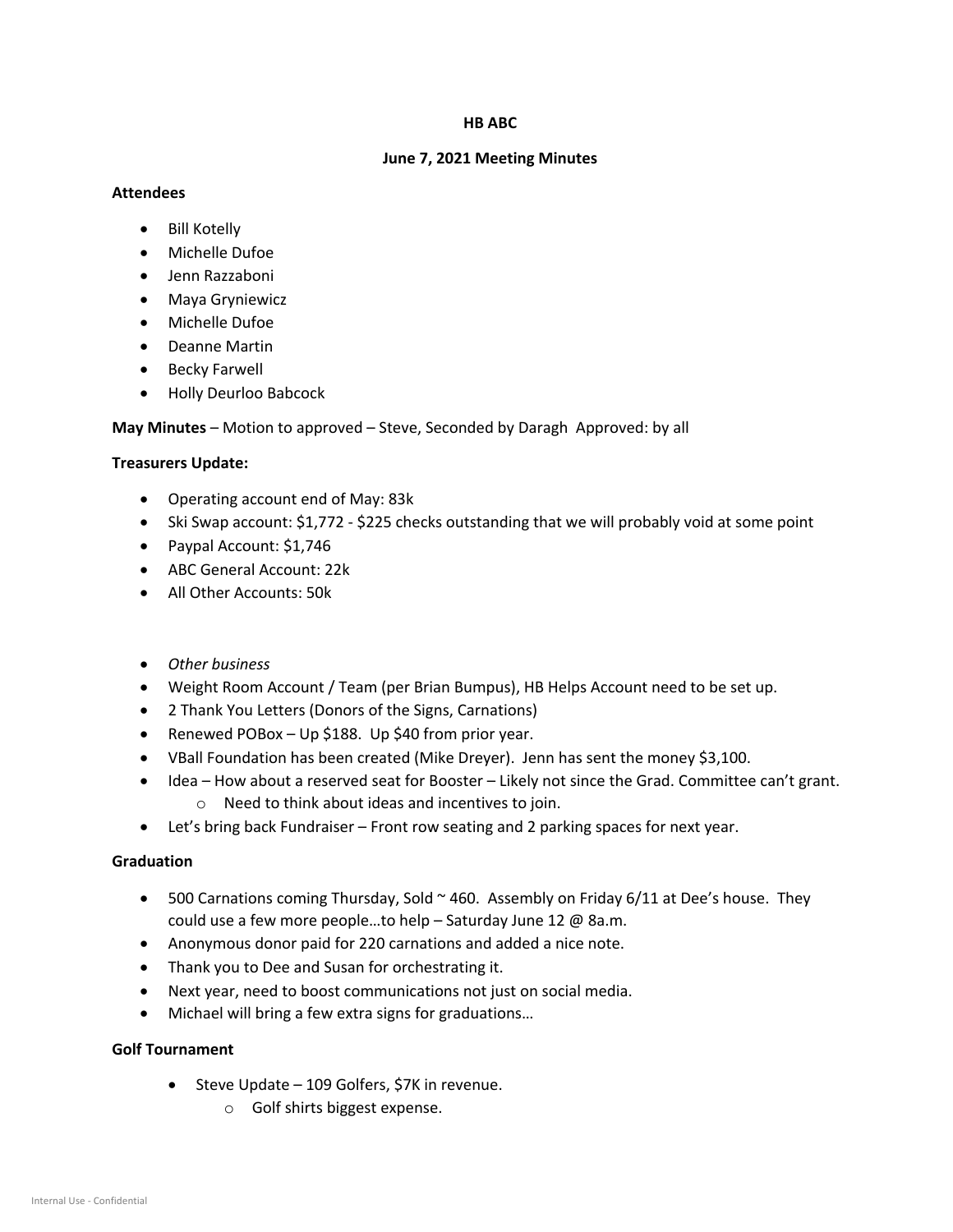**HB ABC**

**June 7, 2021 Meeting Minutes**

**Attendees**

- Bill Kotelly
- Michelle Dufoe
- Jenn Razzaboni
- Maya Gryniewicz
- Michelle Dufoe
- Deanne Martin
- Becky Farwell
- Holly Deurloo Babcock

**May Minutes** – Motion to approved – Steve, Seconded by Daragh Approved: by all

**Treasurers Update:**

- Operating account end of May: 83k
- Ski Swap account: $1,772 - $225 checks outstanding that we will probably void at some point
- Paypal Account: $1,746
- ABC General Account: 22k
- All Other Accounts: 50k

- *Other business*
- Weight Room Account / Team (per Brian Bumpus), HB Helps Account need to be set up.
- 2 Thank You Letters (Donors of the Signs, Carnations)
- Renewed POBox – Up $188. Up $40 from prior year.
- VBall Foundation has been created (Mike Dreyer). Jenn has sent the money $3,100.
- Idea – How about a reserved seat for Booster – Likely not since the Grad. Committee can't grant.
  - Need to think about ideas and incentives to join.
- Let's bring back Fundraiser – Front row seating and 2 parking spaces for next year.

**Graduation**

- 500 Carnations coming Thursday, Sold ~ 460. Assembly on Friday 6/11 at Dee's house. They could use a few more people…to help – Saturday June 12 @ 8a.m.
- Anonymous donor paid for 220 carnations and added a nice note.
- Thank you to Dee and Susan for orchestrating it.
- Next year, need to boost communications not just on social media.
- Michael will bring a few extra signs for graduations…

**Golf Tournament**

- Steve Update – 109 Golfers, $7K in revenue.
  - Golf shirts biggest expense.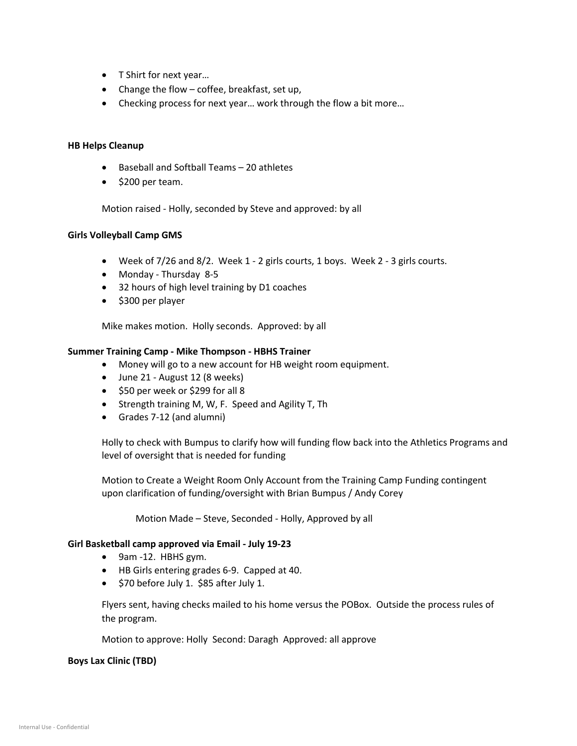- T Shirt for next year…
- Change the flow – coffee, breakfast, set up,
- Checking process for next year… work through the flow a bit more…

**HB Helps Cleanup**

- Baseball and Softball Teams – 20 athletes
- $200 per team.

Motion raised - Holly, seconded by Steve and approved: by all

**Girls Volleyball Camp GMS**

- Week of 7/26 and 8/2. Week 1 - 2 girls courts, 1 boys. Week 2 - 3 girls courts.
- Monday - Thursday 8-5
- 32 hours of high level training by D1 coaches
- $300 per player

Mike makes motion. Holly seconds. Approved: by all

**Summer Training Camp - Mike Thompson - HBHS Trainer**

- Money will go to a new account for HB weight room equipment.
- June 21 - August 12 (8 weeks)
- $50 per week or $299 for all 8
- Strength training M, W, F. Speed and Agility T, Th
- Grades 7-12 (and alumni)

Holly to check with Bumpus to clarify how will funding flow back into the Athletics Programs and level of oversight that is needed for funding

Motion to Create a Weight Room Only Account from the Training Camp Funding contingent upon clarification of funding/oversight with Brian Bumpus / Andy Corey

Motion Made – Steve, Seconded - Holly, Approved by all

**Girl Basketball camp approved via Email - July 19-23**

- 9am -12. HBHS gym.
- HB Girls entering grades 6-9. Capped at 40.
- $70 before July 1. $85 after July 1.

Flyers sent, having checks mailed to his home versus the POBox. Outside the process rules of the program.

Motion to approve: Holly Second: Daragh Approved: all approve

**Boys Lax Clinic (TBD)**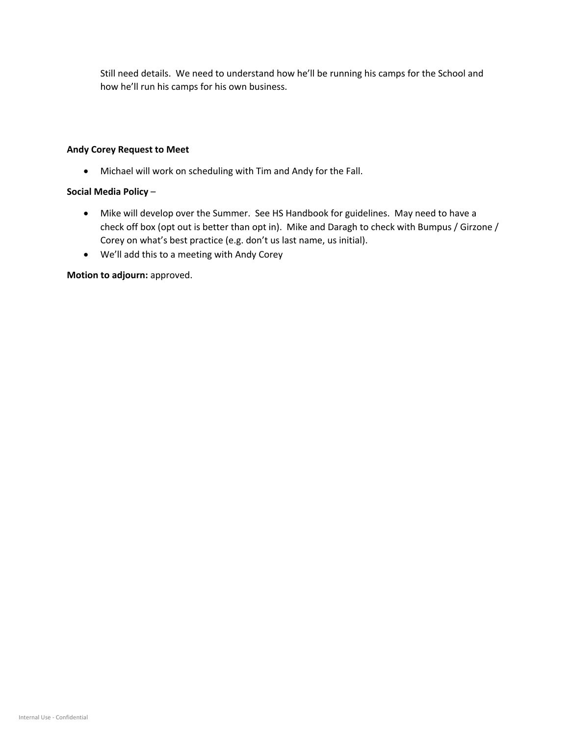Still need details. We need to understand how he'll be running his camps for the School and how he'll run his camps for his own business.

**Andy Corey Request to Meet**

- Michael will work on scheduling with Tim and Andy for the Fall.

**Social Media Policy** –

- Mike will develop over the Summer. See HS Handbook for guidelines. May need to have a check off box (opt out is better than opt in). Mike and Daragh to check with Bumpus / Girzone / Corey on what's best practice (e.g. don't us last name, us initial).
- We'll add this to a meeting with Andy Corey

**Motion to adjourn:** approved.